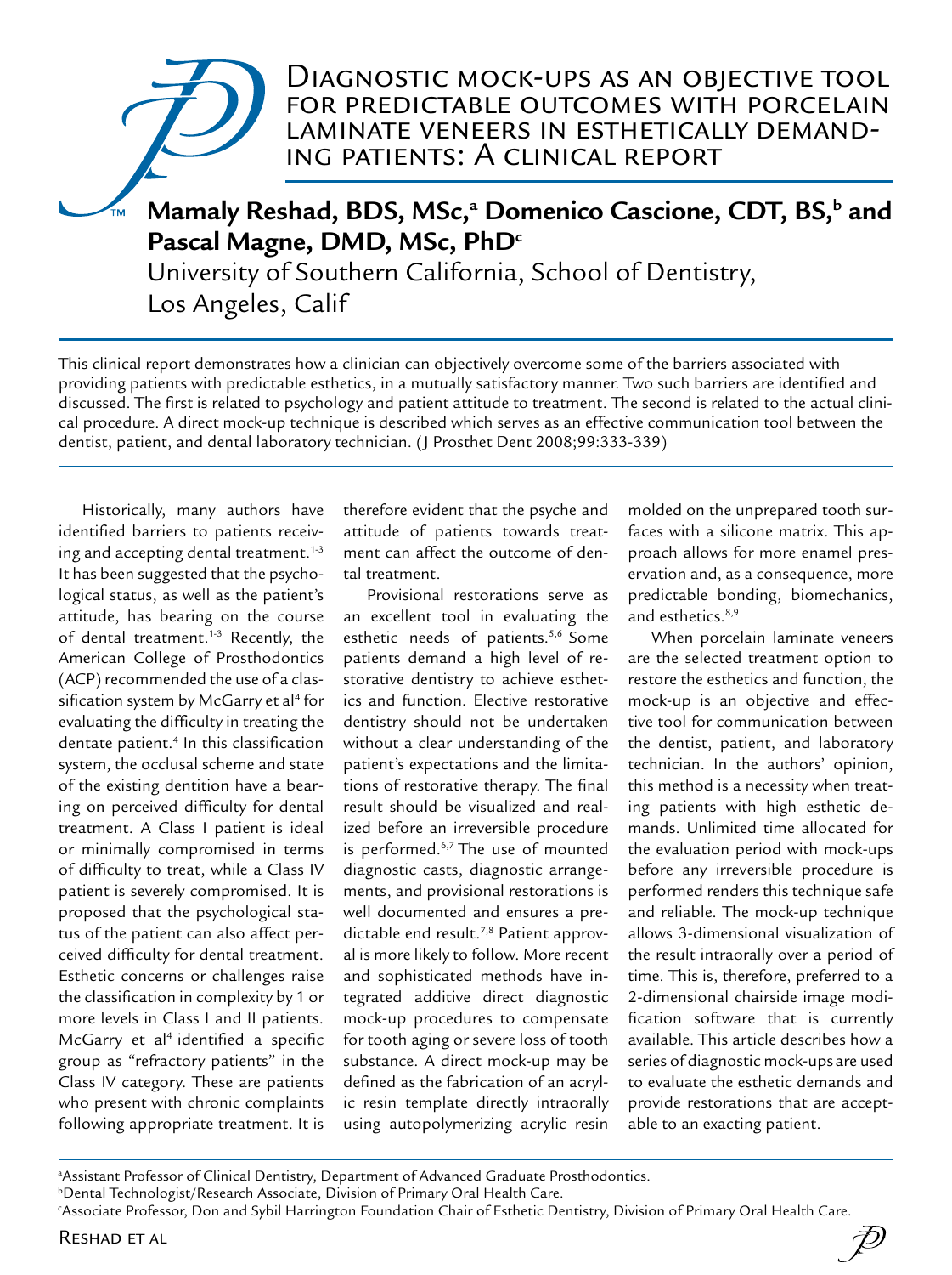# Diagnostic mock-ups as an objective tool for predictable outcomes with porcelain laminate veneers in esthetically demanding patients: A clinical report

**Mamaly Reshad, BDS, MSc,[a] Domenico Cascione, CDT, BS,[b] and Pascal Magne, DMD, MSc, PhD[c]**

University of Southern California, School of Dentistry, Los Angeles, Calif

This clinical report demonstrates how a clinician can objectively overcome some of the barriers associated with providing patients with predictable esthetics, in a mutually satisfactory manner. Two such barriers are identified and discussed. The first is related to psychology and patient attitude to treatment. The second is related to the actual clinical procedure. A direct mock-up technique is described which serves as an effective communication tool between the dentist, patient, and dental laboratory technician. (J Prosthet Dent 2008;99:333-339)

Historically, many authors have identified barriers to patients receiving and accepting dental treatment.[1-3] It has been suggested that the psychological status, as well as the patient's attitude, has bearing on the course of dental treatment.[1-3] Recently, the American College of Prosthodontics (ACP) recommended the use of a classification system by McGarry et al[4] for evaluating the difficulty in treating the dentate patient.[4] In this classification system, the occlusal scheme and state of the existing dentition have a bearing on perceived difficulty for dental treatment. A Class I patient is ideal or minimally compromised in terms of difficulty to treat, while a Class IV patient is severely compromised. It is proposed that the psychological status of the patient can also affect perceived difficulty for dental treatment. Esthetic concerns or challenges raise the classification in complexity by 1 or more levels in Class I and II patients. McGarry et al[4] identified a specific group as "refractory patients" in the Class IV category. These are patients who present with chronic complaints following appropriate treatment. It is therefore evident that the psyche and attitude of patients towards treatment can affect the outcome of dental treatment.

Provisional restorations serve as an excellent tool in evaluating the esthetic needs of patients.[5,6] Some patients demand a high level of restorative dentistry to achieve esthetics and function. Elective restorative dentistry should not be undertaken without a clear understanding of the patient's expectations and the limitations of restorative therapy. The final result should be visualized and realized before an irreversible procedure is performed.[6,7] The use of mounted diagnostic casts, diagnostic arrangements, and provisional restorations is well documented and ensures a predictable end result.[7,8] Patient approval is more likely to follow. More recent and sophisticated methods have integrated additive direct diagnostic mock-up procedures to compensate for tooth aging or severe loss of tooth substance. A direct mock-up may be defined as the fabrication of an acrylic resin template directly intraorally using autopolymerizing acrylic resin molded on the unprepared tooth surfaces with a silicone matrix. This approach allows for more enamel preservation and, as a consequence, more predictable bonding, biomechanics, and esthetics.[8,9]

When porcelain laminate veneers are the selected treatment option to restore the esthetics and function, the mock-up is an objective and effective tool for communication between the dentist, patient, and laboratory technician. In the authors' opinion, this method is a necessity when treating patients with high esthetic demands. Unlimited time allocated for the evaluation period with mock-ups before any irreversible procedure is performed renders this technique safe and reliable. The mock-up technique allows 3-dimensional visualization of the result intraorally over a period of time. This is, therefore, preferred to a 2-dimensional chairside image modification software that is currently available. This article describes how a series of diagnostic mock-ups are used to evaluate the esthetic demands and provide restorations that are acceptable to an exacting patient.

[a]Assistant Professor of Clinical Dentistry, Department of Advanced Graduate Prosthodontics.
[b]Dental Technologist/Research Associate, Division of Primary Oral Health Care.
[c]Associate Professor, Don and Sybil Harrington Foundation Chair of Esthetic Dentistry, Division of Primary Oral Health Care.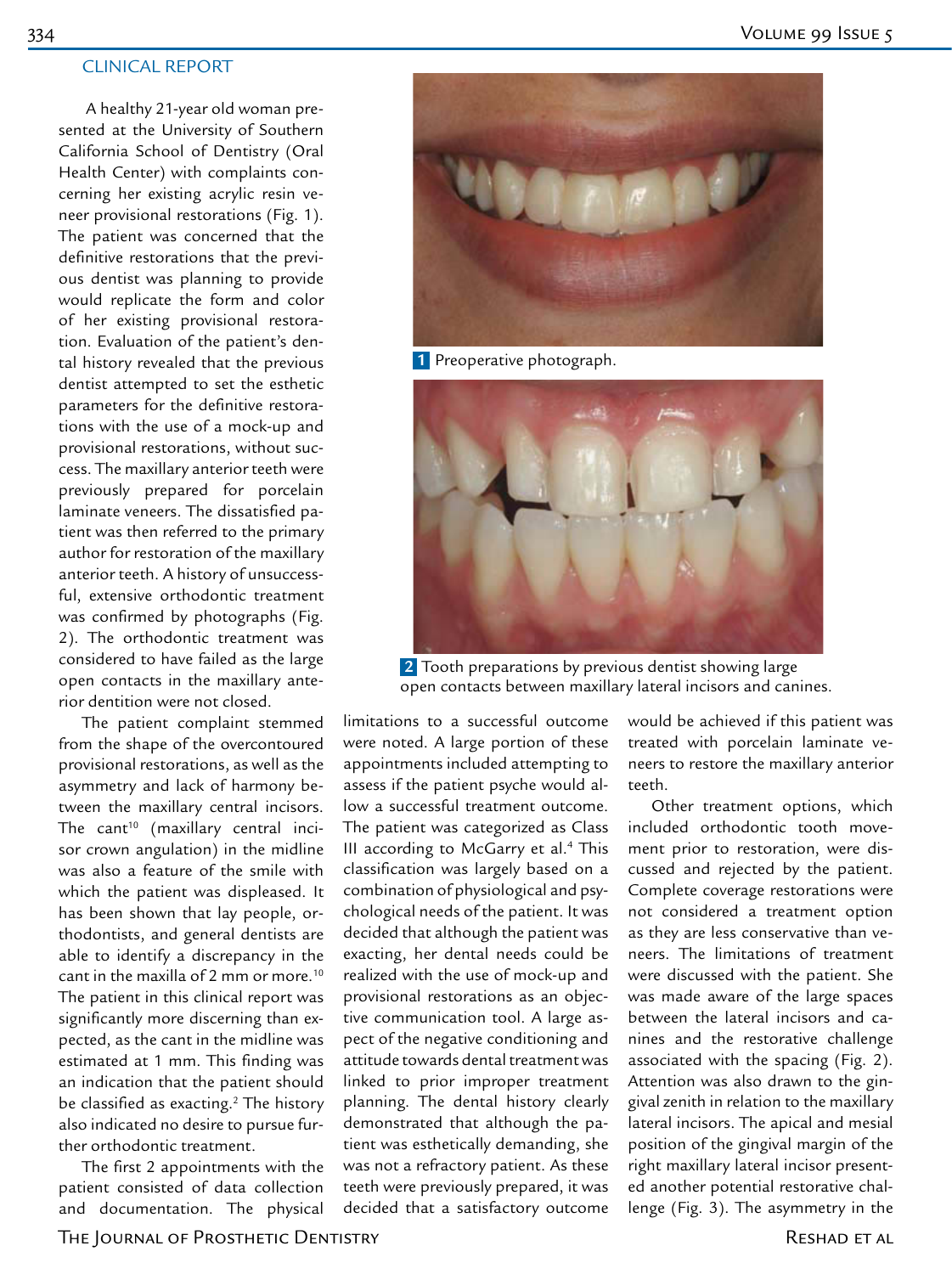## CLINICAL REPORT

A healthy 21-year old woman presented at the University of Southern California School of Dentistry (Oral Health Center) with complaints concerning her existing acrylic resin veneer provisional restorations (Fig. 1). The patient was concerned that the definitive restorations that the previous dentist was planning to provide would replicate the form and color of her existing provisional restoration. Evaluation of the patient's dental history revealed that the previous dentist attempted to set the esthetic parameters for the definitive restorations with the use of a mock-up and provisional restorations, without success. The maxillary anterior teeth were previously prepared for porcelain laminate veneers. The dissatisfied patient was then referred to the primary author for restoration of the maxillary anterior teeth. A history of unsuccessful, extensive orthodontic treatment was confirmed by photographs (Fig. 2). The orthodontic treatment was considered to have failed as the large open contacts in the maxillary anterior dentition were not closed.

The patient complaint stemmed from the shape of the overcontoured provisional restorations, as well as the asymmetry and lack of harmony between the maxillary central incisors. The cant[10] (maxillary central incisor crown angulation) in the midline was also a feature of the smile with which the patient was displeased. It has been shown that lay people, orthodontists, and general dentists are able to identify a discrepancy in the cant in the maxilla of 2 mm or more.[10] The patient in this clinical report was significantly more discerning than expected, as the cant in the midline was estimated at 1 mm. This finding was an indication that the patient should be classified as exacting.[2] The history also indicated no desire to pursue further orthodontic treatment.

The first 2 appointments with the patient consisted of data collection and documentation. The physical limitations to a successful outcome were noted. A large portion of these appointments included attempting to assess if the patient psyche would allow a successful treatment outcome. The patient was categorized as Class III according to McGarry et al.[4] This classification was largely based on a combination of physiological and psychological needs of the patient. It was decided that although the patient was exacting, her dental needs could be realized with the use of mock-up and provisional restorations as an objective communication tool. A large aspect of the negative conditioning and attitude towards dental treatment was linked to prior improper treatment planning. The dental history clearly demonstrated that although the patient was esthetically demanding, she was not a refractory patient. As these teeth were previously prepared, it was decided that a satisfactory outcome would be achieved if this patient was treated with porcelain laminate veneers to restore the maxillary anterior teeth.

Other treatment options, which included orthodontic tooth movement prior to restoration, were discussed and rejected by the patient. Complete coverage restorations were not considered a treatment option as they are less conservative than veneers. The limitations of treatment were discussed with the patient. She was made aware of the large spaces between the lateral incisors and canines and the restorative challenge associated with the spacing (Fig. 2). Attention was also drawn to the gingival zenith in relation to the maxillary lateral incisors. The apical and mesial position of the gingival margin of the right maxillary lateral incisor presented another potential restorative challenge (Fig. 3). The asymmetry in the

**1** Preoperative photograph.

**2** Tooth preparations by previous dentist showing large open contacts between maxillary lateral incisors and canines.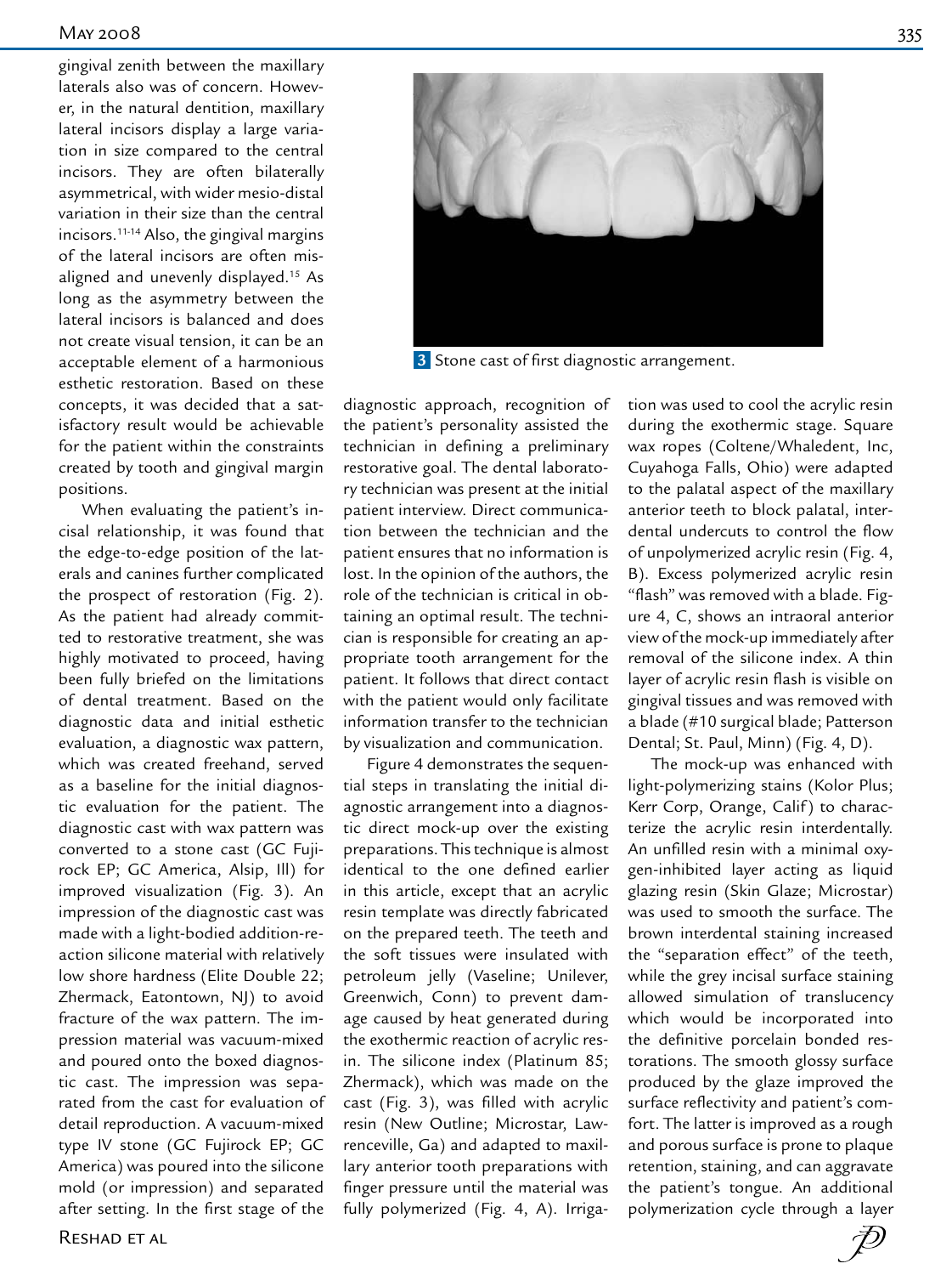gingival zenith between the maxillary laterals also was of concern. However, in the natural dentition, maxillary lateral incisors display a large variation in size compared to the central incisors. They are often bilaterally asymmetrical, with wider mesio-distal variation in their size than the central incisors.[11-14] Also, the gingival margins of the lateral incisors are often misaligned and unevenly displayed.[15] As long as the asymmetry between the lateral incisors is balanced and does not create visual tension, it can be an acceptable element of a harmonious esthetic restoration. Based on these concepts, it was decided that a satisfactory result would be achievable for the patient within the constraints created by tooth and gingival margin positions.

When evaluating the patient's incisal relationship, it was found that the edge-to-edge position of the laterals and canines further complicated the prospect of restoration (Fig. 2). As the patient had already committed to restorative treatment, she was highly motivated to proceed, having been fully briefed on the limitations of dental treatment. Based on the diagnostic data and initial esthetic evaluation, a diagnostic wax pattern, which was created freehand, served as a baseline for the initial diagnostic evaluation for the patient. The diagnostic cast with wax pattern was converted to a stone cast (GC Fujirock EP; GC America, Alsip, Ill) for improved visualization (Fig. 3). An impression of the diagnostic cast was made with a light-bodied addition-reaction silicone material with relatively low shore hardness (Elite Double 22; Zhermack, Eatontown, NJ) to avoid fracture of the wax pattern. The impression material was vacuum-mixed and poured onto the boxed diagnostic cast. The impression was separated from the cast for evaluation of detail reproduction. A vacuum-mixed type IV stone (GC Fujirock EP; GC America) was poured into the silicone mold (or impression) and separated after setting. In the first stage of the diagnostic approach, recognition of the patient's personality assisted the technician in defining a preliminary restorative goal. The dental laboratory technician was present at the initial patient interview. Direct communication between the technician and the patient ensures that no information is lost. In the opinion of the authors, the role of the technician is critical in obtaining an optimal result. The technician is responsible for creating an appropriate tooth arrangement for the patient. It follows that direct contact with the patient would only facilitate information transfer to the technician by visualization and communication.

**3** Stone cast of first diagnostic arrangement.

Figure 4 demonstrates the sequential steps in translating the initial diagnostic arrangement into a diagnostic direct mock-up over the existing preparations. This technique is almost identical to the one defined earlier in this article, except that an acrylic resin template was directly fabricated on the prepared teeth. The teeth and the soft tissues were insulated with petroleum jelly (Vaseline; Unilever, Greenwich, Conn) to prevent damage caused by heat generated during the exothermic reaction of acrylic resin. The silicone index (Platinum 85; Zhermack), which was made on the cast (Fig. 3), was filled with acrylic resin (New Outline; Microstar, Lawrenceville, Ga) and adapted to maxillary anterior tooth preparations with finger pressure until the material was fully polymerized (Fig. 4, A). Irrigation was used to cool the acrylic resin during the exothermic stage. Square wax ropes (Coltene/Whaledent, Inc, Cuyahoga Falls, Ohio) were adapted to the palatal aspect of the maxillary anterior teeth to block palatal, interdental undercuts to control the flow of unpolymerized acrylic resin (Fig. 4, B). Excess polymerized acrylic resin "flash" was removed with a blade. Figure 4, C, shows an intraoral anterior view of the mock-up immediately after removal of the silicone index. A thin layer of acrylic resin flash is visible on gingival tissues and was removed with a blade (#10 surgical blade; Patterson Dental; St. Paul, Minn) (Fig. 4, D).

The mock-up was enhanced with light-polymerizing stains (Kolor Plus; Kerr Corp, Orange, Calif) to characterize the acrylic resin interdentally. An unfilled resin with a minimal oxygen-inhibited layer acting as liquid glazing resin (Skin Glaze; Microstar) was used to smooth the surface. The brown interdental staining increased the "separation effect" of the teeth, while the grey incisal surface staining allowed simulation of translucency which would be incorporated into the definitive porcelain bonded restorations. The smooth glossy surface produced by the glaze improved the surface reflectivity and patient's comfort. The latter is improved as a rough and porous surface is prone to plaque retention, staining, and can aggravate the patient's tongue. An additional polymerization cycle through a layer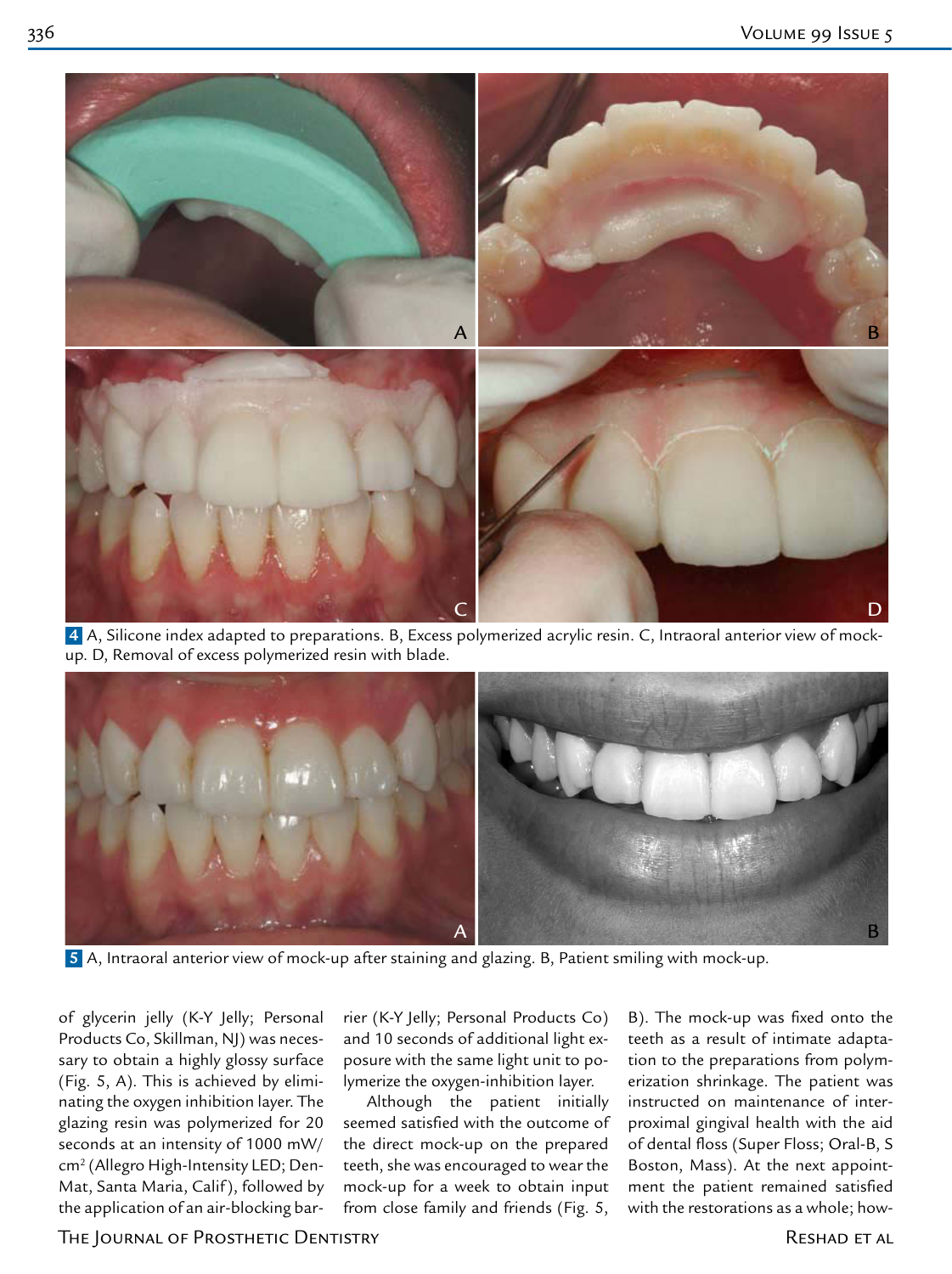**4** A, Silicone index adapted to preparations. B, Excess polymerized acrylic resin. C, Intraoral anterior view of mock-up. D, Removal of excess polymerized resin with blade.

**5** A, Intraoral anterior view of mock-up after staining and glazing. B, Patient smiling with mock-up.

of glycerin jelly (K-Y Jelly; Personal Products Co, Skillman, NJ) was necessary to obtain a highly glossy surface (Fig. 5, A). This is achieved by eliminating the oxygen inhibition layer. The glazing resin was polymerized for 20 seconds at an intensity of 1000 mW/cm$^2$ (Allegro High-Intensity LED; Den-Mat, Santa Maria, Calif), followed by the application of an air-blocking barrier (K-Y Jelly; Personal Products Co) and 10 seconds of additional light exposure with the same light unit to polymerize the oxygen-inhibition layer.

Although the patient initially seemed satisfied with the outcome of the direct mock-up on the prepared teeth, she was encouraged to wear the mock-up for a week to obtain input from close family and friends (Fig. 5, B). The mock-up was fixed onto the teeth as a result of intimate adaptation to the preparations from polymerization shrinkage. The patient was instructed on maintenance of interproximal gingival health with the aid of dental floss (Super Floss; Oral-B, S Boston, Mass). At the next appointment the patient remained satisfied with the restorations as a whole; how-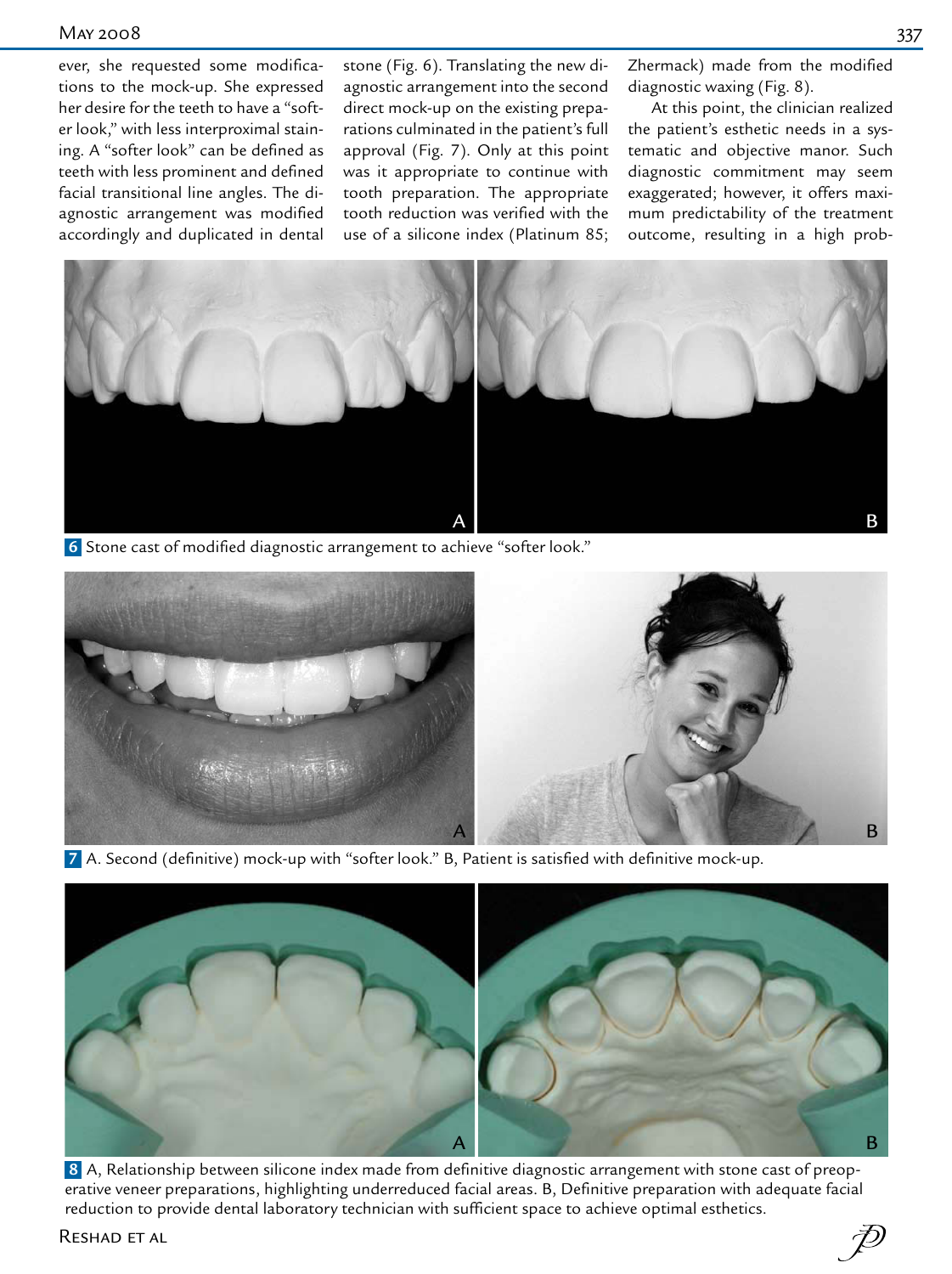ever, she requested some modifications to the mock-up. She expressed her desire for the teeth to have a "softer look," with less interproximal staining. A "softer look" can be defined as teeth with less prominent and defined facial transitional line angles. The diagnostic arrangement was modified accordingly and duplicated in dental stone (Fig. 6). Translating the new diagnostic arrangement into the second direct mock-up on the existing preparations culminated in the patient's full approval (Fig. 7). Only at this point was it appropriate to continue with tooth preparation. The appropriate tooth reduction was verified with the use of a silicone index (Platinum 85; Zhermack) made from the modified diagnostic waxing (Fig. 8).

At this point, the clinician realized the patient's esthetic needs in a systematic and objective manor. Such diagnostic commitment may seem exaggerated; however, it offers maximum predictability of the treatment outcome, resulting in a high prob-

**6** Stone cast of modified diagnostic arrangement to achieve "softer look."

**7** A. Second (definitive) mock-up with "softer look." B, Patient is satisfied with definitive mock-up.

**8** A, Relationship between silicone index made from definitive diagnostic arrangement with stone cast of preoperative veneer preparations, highlighting underreduced facial areas. B, Definitive preparation with adequate facial reduction to provide dental laboratory technician with sufficient space to achieve optimal esthetics.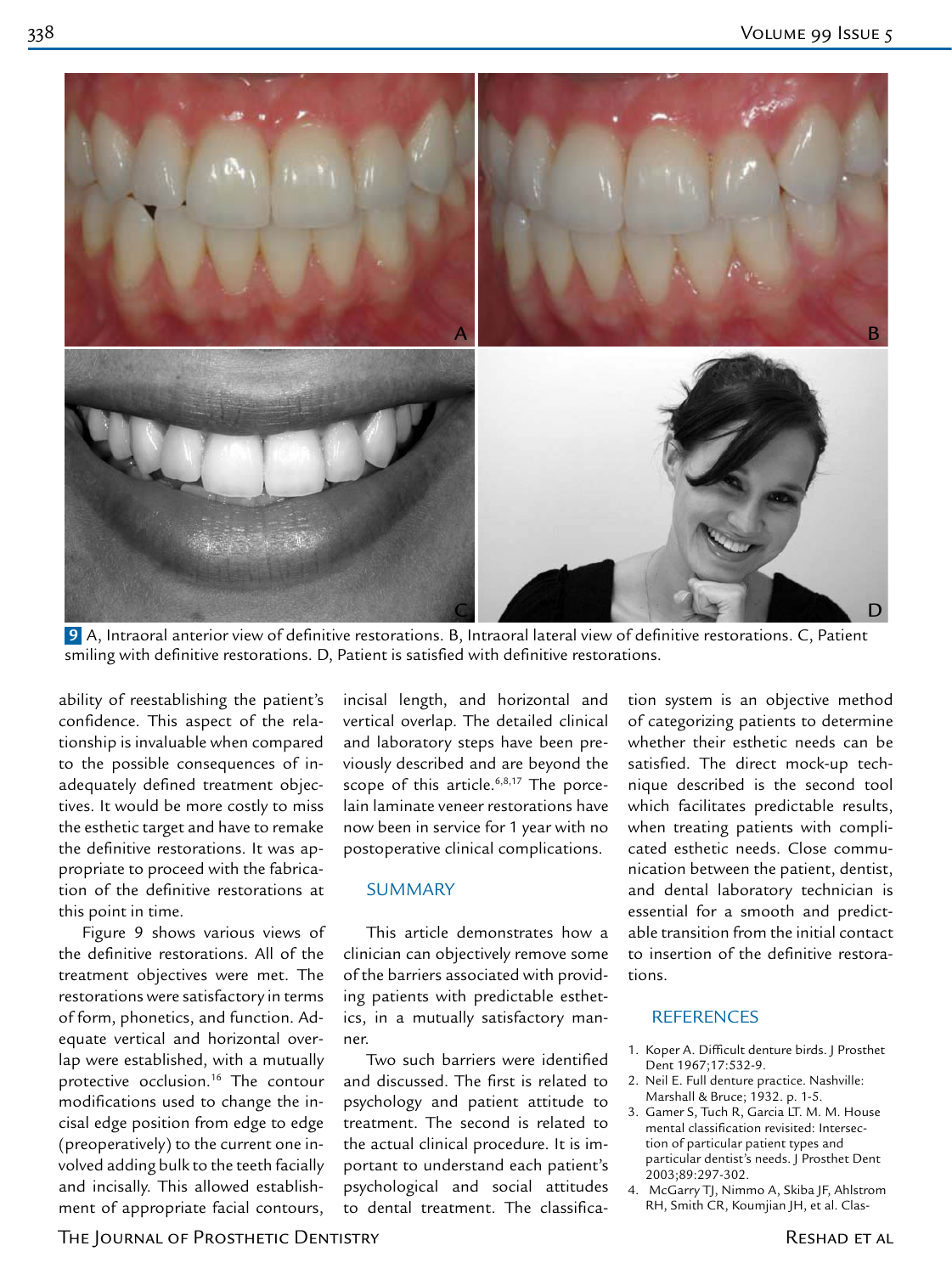**9** A, Intraoral anterior view of definitive restorations. B, Intraoral lateral view of definitive restorations. C, Patient smiling with definitive restorations. D, Patient is satisfied with definitive restorations.

ability of reestablishing the patient's confidence. This aspect of the relationship is invaluable when compared to the possible consequences of inadequately defined treatment objectives. It would be more costly to miss the esthetic target and have to remake the definitive restorations. It was appropriate to proceed with the fabrication of the definitive restorations at this point in time.

Figure 9 shows various views of the definitive restorations. All of the treatment objectives were met. The restorations were satisfactory in terms of form, phonetics, and function. Adequate vertical and horizontal overlap were established, with a mutually protective occlusion.[16] The contour modifications used to change the incisal edge position from edge to edge (preoperatively) to the current one involved adding bulk to the teeth facially and incisally. This allowed establishment of appropriate facial contours, incisal length, and horizontal and vertical overlap. The detailed clinical and laboratory steps have been previously described and are beyond the scope of this article.[6,8,17] The porcelain laminate veneer restorations have now been in service for 1 year with no postoperative clinical complications.

## SUMMARY

This article demonstrates how a clinician can objectively remove some of the barriers associated with providing patients with predictable esthetics, in a mutually satisfactory manner.

Two such barriers were identified and discussed. The first is related to psychology and patient attitude to treatment. The second is related to the actual clinical procedure. It is important to understand each patient's psychological and social attitudes to dental treatment. The classification system is an objective method of categorizing patients to determine whether their esthetic needs can be satisfied. The direct mock-up technique described is the second tool which facilitates predictable results, when treating patients with complicated esthetic needs. Close communication between the patient, dentist, and dental laboratory technician is essential for a smooth and predictable transition from the initial contact to insertion of the definitive restorations.

## REFERENCES

1. Koper A. Difficult denture birds. J Prosthet Dent 1967;17:532-9.
2. Neil E. Full denture practice. Nashville: Marshall & Bruce; 1932. p. 1-5.
3. Gamer S, Tuch R, Garcia LT. M. M. House mental classification revisited: Intersection of particular patient types and particular dentist's needs. J Prosthet Dent 2003;89:297-302.
4. McGarry TJ, Nimmo A, Skiba JF, Ahlstrom RH, Smith CR, Koumjian JH, et al. Clas-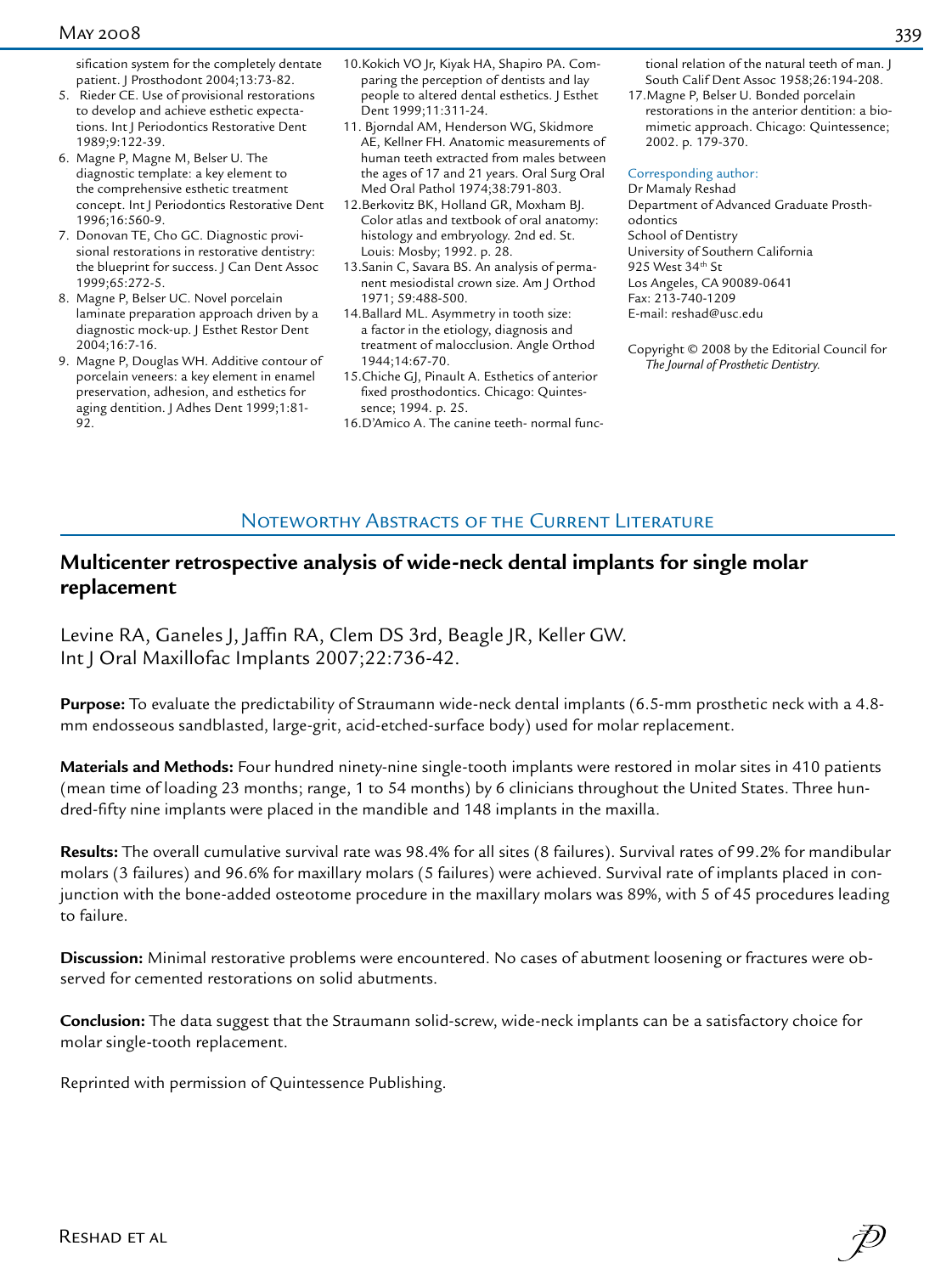sification system for the completely dentate patient. J Prosthodont 2004;13:73-82.

5. Rieder CE. Use of provisional restorations to develop and achieve esthetic expectations. Int J Periodontics Restorative Dent 1989;9:122-39.
6. Magne P, Magne M, Belser U. The diagnostic template: a key element to the comprehensive esthetic treatment concept. Int J Periodontics Restorative Dent 1996;16:560-9.
7. Donovan TE, Cho GC. Diagnostic provisional restorations in restorative dentistry: the blueprint for success. J Can Dent Assoc 1999;65:272-5.
8. Magne P, Belser UC. Novel porcelain laminate preparation approach driven by a diagnostic mock-up. J Esthet Restor Dent 2004;16:7-16.
9. Magne P, Douglas WH. Additive contour of porcelain veneers: a key element in enamel preservation, adhesion, and esthetics for aging dentition. J Adhes Dent 1999;1:81-92.
10. Kokich VO Jr, Kiyak HA, Shapiro PA. Comparing the perception of dentists and lay people to altered dental esthetics. J Esthet Dent 1999;11:311-24.
11. Bjorndal AM, Henderson WG, Skidmore AE, Kellner FH. Anatomic measurements of human teeth extracted from males between the ages of 17 and 21 years. Oral Surg Oral Med Oral Pathol 1974;38:791-803.
12. Berkovitz BK, Holland GR, Moxham BJ. Color atlas and textbook of oral anatomy: histology and embryology. 2nd ed. St. Louis: Mosby; 1992. p. 28.
13. Sanin C, Savara BS. An analysis of permanent mesiodistal crown size. Am J Orthod 1971; 59:488-500.
14. Ballard ML. Asymmetry in tooth size: a factor in the etiology, diagnosis and treatment of malocclusion. Angle Orthod 1944;14:67-70.
15. Chiche GJ, Pinault A. Esthetics of anterior fixed prosthodontics. Chicago: Quintessence; 1994. p. 25.
16. D'Amico A. The canine teeth- normal functional relation of the natural teeth of man. J South Calif Dent Assoc 1958;26:194-208.
17. Magne P, Belser U. Bonded porcelain restorations in the anterior dentition: a biomimetic approach. Chicago: Quintessence; 2002. p. 179-370.

Corresponding author:
Dr Mamaly Reshad
Department of Advanced Graduate Prosthodontics
School of Dentistry
University of Southern California
925 West 34th St
Los Angeles, CA 90089-0641
Fax: 213-740-1209
E-mail: reshad@usc.edu

Copyright © 2008 by the Editorial Council for *The Journal of Prosthetic Dentistry.*

## Noteworthy Abstracts of the Current Literature

### Multicenter retrospective analysis of wide-neck dental implants for single molar replacement

Levine RA, Ganeles J, Jaffin RA, Clem DS 3rd, Beagle JR, Keller GW.
Int J Oral Maxillofac Implants 2007;22:736-42.

**Purpose:** To evaluate the predictability of Straumann wide-neck dental implants (6.5-mm prosthetic neck with a 4.8-mm endosseous sandblasted, large-grit, acid-etched-surface body) used for molar replacement.

**Materials and Methods:** Four hundred ninety-nine single-tooth implants were restored in molar sites in 410 patients (mean time of loading 23 months; range, 1 to 54 months) by 6 clinicians throughout the United States. Three hundred-fifty nine implants were placed in the mandible and 148 implants in the maxilla.

**Results:** The overall cumulative survival rate was 98.4% for all sites (8 failures). Survival rates of 99.2% for mandibular molars (3 failures) and 96.6% for maxillary molars (5 failures) were achieved. Survival rate of implants placed in conjunction with the bone-added osteotome procedure in the maxillary molars was 89%, with 5 of 45 procedures leading to failure.

**Discussion:** Minimal restorative problems were encountered. No cases of abutment loosening or fractures were observed for cemented restorations on solid abutments.

**Conclusion:** The data suggest that the Straumann solid-screw, wide-neck implants can be a satisfactory choice for molar single-tooth replacement.

Reprinted with permission of Quintessence Publishing.